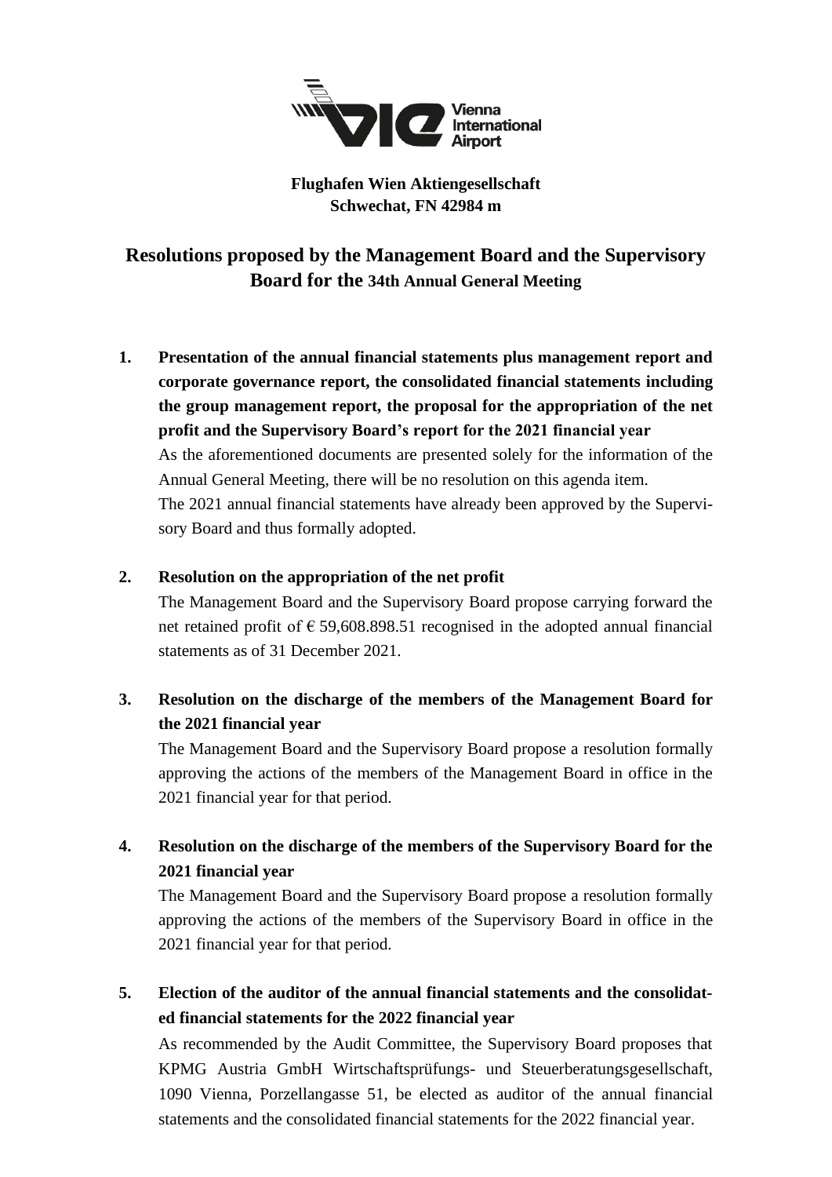**Flughafen Wien Aktiengesellschaft**
**Schwechat, FN 42984 m**

# Resolutions proposed by the Management Board and the Supervisory Board for the 34th Annual General Meeting

1. **Presentation of the annual financial statements plus management report and corporate governance report, the consolidated financial statements including the group management report, the proposal for the appropriation of the net profit and the Supervisory Board's report for the 2021 financial year**

   As the aforementioned documents are presented solely for the information of the Annual General Meeting, there will be no resolution on this agenda item.

   The 2021 annual financial statements have already been approved by the Supervisory Board and thus formally adopted.

2. **Resolution on the appropriation of the net profit**

   The Management Board and the Supervisory Board propose carrying forward the net retained profit of € 59,608.898.51 recognised in the adopted annual financial statements as of 31 December 2021.

3. **Resolution on the discharge of the members of the Management Board for the 2021 financial year**

   The Management Board and the Supervisory Board propose a resolution formally approving the actions of the members of the Management Board in office in the 2021 financial year for that period.

4. **Resolution on the discharge of the members of the Supervisory Board for the 2021 financial year**

   The Management Board and the Supervisory Board propose a resolution formally approving the actions of the members of the Supervisory Board in office in the 2021 financial year for that period.

5. **Election of the auditor of the annual financial statements and the consolidated financial statements for the 2022 financial year**

   As recommended by the Audit Committee, the Supervisory Board proposes that KPMG Austria GmbH Wirtschaftsprüfungs- und Steuerberatungsgesellschaft, 1090 Vienna, Porzellangasse 51, be elected as auditor of the annual financial statements and the consolidated financial statements for the 2022 financial year.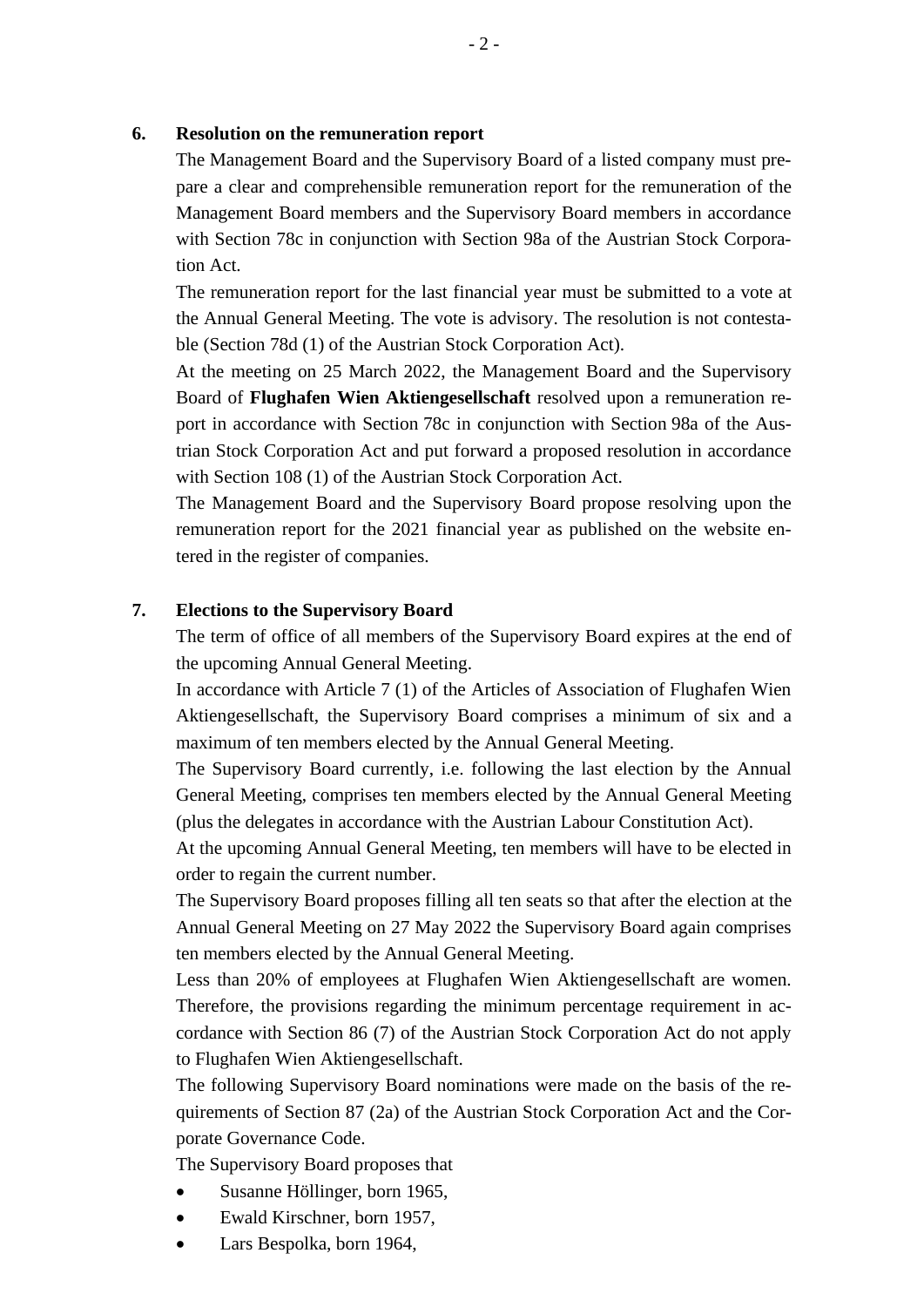**6. Resolution on the remuneration report**

The Management Board and the Supervisory Board of a listed company must prepare a clear and comprehensible remuneration report for the remuneration of the Management Board members and the Supervisory Board members in accordance with Section 78c in conjunction with Section 98a of the Austrian Stock Corporation Act.

The remuneration report for the last financial year must be submitted to a vote at the Annual General Meeting. The vote is advisory. The resolution is not contestable (Section 78d (1) of the Austrian Stock Corporation Act).

At the meeting on 25 March 2022, the Management Board and the Supervisory Board of **Flughafen Wien Aktiengesellschaft** resolved upon a remuneration report in accordance with Section 78c in conjunction with Section 98a of the Austrian Stock Corporation Act and put forward a proposed resolution in accordance with Section 108 (1) of the Austrian Stock Corporation Act.

The Management Board and the Supervisory Board propose resolving upon the remuneration report for the 2021 financial year as published on the website entered in the register of companies.

**7. Elections to the Supervisory Board**

The term of office of all members of the Supervisory Board expires at the end of the upcoming Annual General Meeting.

In accordance with Article 7 (1) of the Articles of Association of Flughafen Wien Aktiengesellschaft, the Supervisory Board comprises a minimum of six and a maximum of ten members elected by the Annual General Meeting.

The Supervisory Board currently, i.e. following the last election by the Annual General Meeting, comprises ten members elected by the Annual General Meeting (plus the delegates in accordance with the Austrian Labour Constitution Act).

At the upcoming Annual General Meeting, ten members will have to be elected in order to regain the current number.

The Supervisory Board proposes filling all ten seats so that after the election at the Annual General Meeting on 27 May 2022 the Supervisory Board again comprises ten members elected by the Annual General Meeting.

Less than 20% of employees at Flughafen Wien Aktiengesellschaft are women. Therefore, the provisions regarding the minimum percentage requirement in accordance with Section 86 (7) of the Austrian Stock Corporation Act do not apply to Flughafen Wien Aktiengesellschaft.

The following Supervisory Board nominations were made on the basis of the requirements of Section 87 (2a) of the Austrian Stock Corporation Act and the Corporate Governance Code.

The Supervisory Board proposes that

- Susanne Höllinger, born 1965,
- Ewald Kirschner, born 1957,
- Lars Bespolka, born 1964,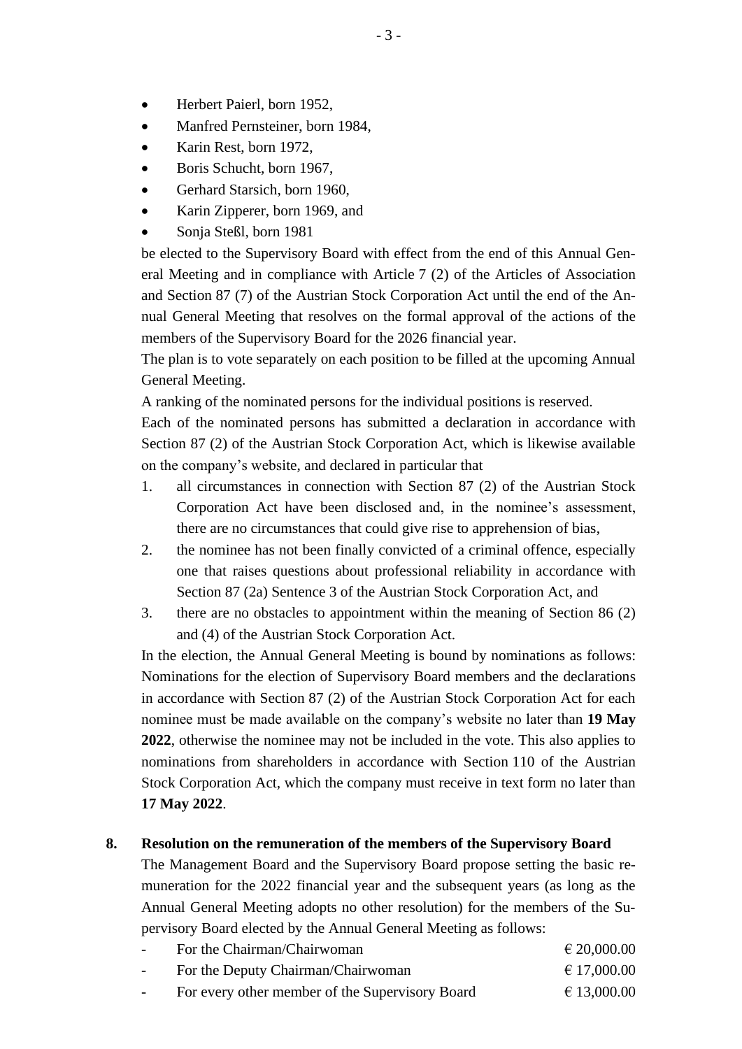- Herbert Paierl, born 1952,
- Manfred Pernsteiner, born 1984,
- Karin Rest, born 1972,
- Boris Schucht, born 1967,
- Gerhard Starsich, born 1960,
- Karin Zipperer, born 1969, and
- Sonja Steßl, born 1981

be elected to the Supervisory Board with effect from the end of this Annual General Meeting and in compliance with Article 7 (2) of the Articles of Association and Section 87 (7) of the Austrian Stock Corporation Act until the end of the Annual General Meeting that resolves on the formal approval of the actions of the members of the Supervisory Board for the 2026 financial year.

The plan is to vote separately on each position to be filled at the upcoming Annual General Meeting.

A ranking of the nominated persons for the individual positions is reserved.

Each of the nominated persons has submitted a declaration in accordance with Section 87 (2) of the Austrian Stock Corporation Act, which is likewise available on the company's website, and declared in particular that

1. all circumstances in connection with Section 87 (2) of the Austrian Stock Corporation Act have been disclosed and, in the nominee's assessment, there are no circumstances that could give rise to apprehension of bias,
2. the nominee has not been finally convicted of a criminal offence, especially one that raises questions about professional reliability in accordance with Section 87 (2a) Sentence 3 of the Austrian Stock Corporation Act, and
3. there are no obstacles to appointment within the meaning of Section 86 (2) and (4) of the Austrian Stock Corporation Act.

In the election, the Annual General Meeting is bound by nominations as follows: Nominations for the election of Supervisory Board members and the declarations in accordance with Section 87 (2) of the Austrian Stock Corporation Act for each nominee must be made available on the company's website no later than **19 May 2022**, otherwise the nominee may not be included in the vote. This also applies to nominations from shareholders in accordance with Section 110 of the Austrian Stock Corporation Act, which the company must receive in text form no later than **17 May 2022**.

**8. Resolution on the remuneration of the members of the Supervisory Board**

The Management Board and the Supervisory Board propose setting the basic remuneration for the 2022 financial year and the subsequent years (as long as the Annual General Meeting adopts no other resolution) for the members of the Supervisory Board elected by the Annual General Meeting as follows:

- For the Chairman/Chairwoman € 20,000.00
- For the Deputy Chairman/Chairwoman € 17,000.00
- For every other member of the Supervisory Board € 13,000.00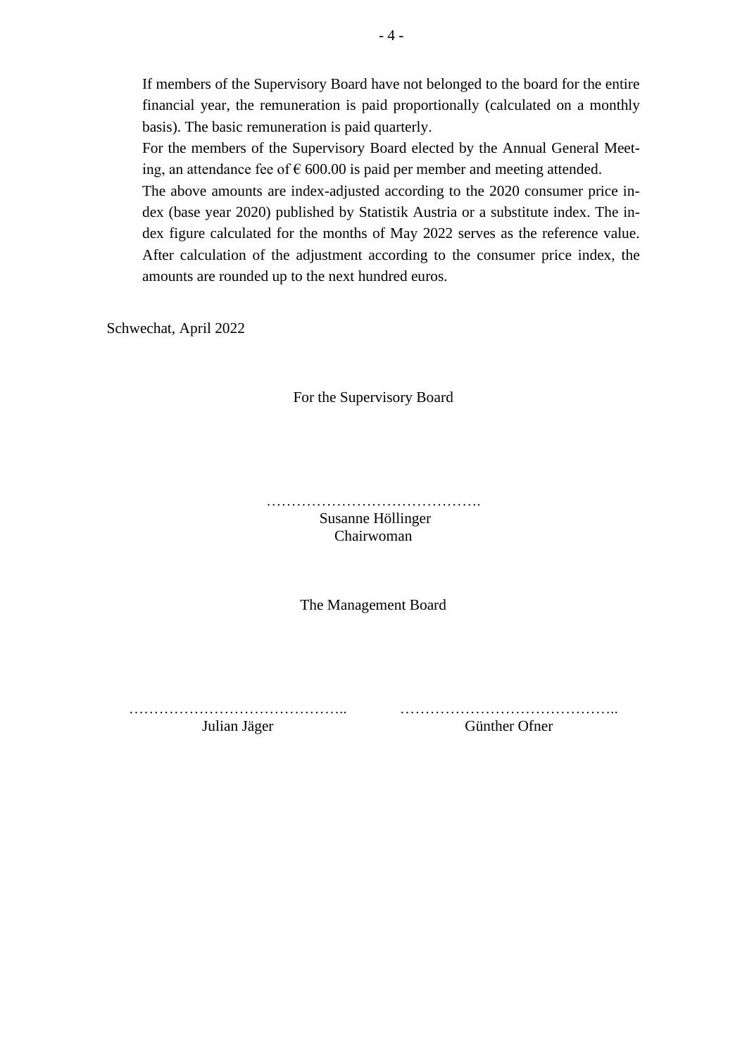If members of the Supervisory Board have not belonged to the board for the entire financial year, the remuneration is paid proportionally (calculated on a monthly basis). The basic remuneration is paid quarterly.

For the members of the Supervisory Board elected by the Annual General Meeting, an attendance fee of € 600.00 is paid per member and meeting attended.

The above amounts are index-adjusted according to the 2020 consumer price index (base year 2020) published by Statistik Austria or a substitute index. The index figure calculated for the months of May 2022 serves as the reference value. After calculation of the adjustment according to the consumer price index, the amounts are rounded up to the next hundred euros.

Schwechat, April 2022

For the Supervisory Board

…………………………………….
Susanne Höllinger
Chairwoman

The Management Board

……………………………………..
Julian Jäger

……………………………………..
Günther Ofner